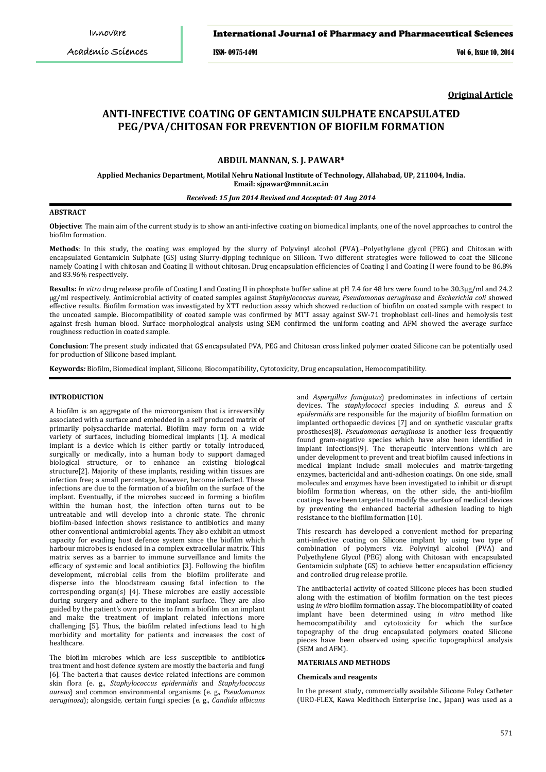**Original Article**

# ANTI-INFECTIVE COATING OF GENTAMICIN SULPHATE ENCAPSULATED PEG/PVA/CHITOSAN FOR PREVENTION OF BIOFILM FORMATION

**ABDUL MANNAN, S. J. PAWAR***

**Applied Mechanics Department, Motilal Nehru National Institute of Technology, Allahabad, UP, 211004, India.**
**Email: sjpawar@mnnit.ac.in**

*Received: 15 Jun 2014 Revised and Accepted: 01 Aug 2014*

## ABSTRACT

**Objective**: The main aim of the current study is to show an anti-infective coating on biomedical implants, one of the novel approaches to control the biofilm formation.

**Methods**: In this study, the coating was employed by the slurry of Polyvinyl alcohol (PVA), Polyethylene glycol (PEG) and Chitosan with encapsulated Gentamicin Sulphate (GS) using Slurry-dipping technique on Silicon. Two different strategies were followed to coat the Silicone namely Coating I with chitosan and Coating II without chitosan. Drug encapsulation efficiencies of Coating I and Coating II were found to be 86.8% and 83.96% respectively.

**Results:** *In vitro* drug release profile of Coating I and Coating II in phosphate buffer saline at pH 7.4 for 48 hrs were found to be 30.3µg/ml and 24.2 µg/ml respectively. Antimicrobial activity of coated samples against *Staphylococcus aureus, Pseudomonas aeruginosa* and *Escherichia coli* showed effective results. Biofilm formation was investigated by XTT reduction assay which showed reduction of biofilm on coated sample with respect to the uncoated sample. Biocompatibility of coated sample was confirmed by MTT assay against SW-71 trophoblast cell-lines and hemolysis test against fresh human blood. Surface morphological analysis using SEM confirmed the uniform coating and AFM showed the average surface roughness reduction in coated sample.

**Conclusion**: The present study indicated that GS encapsulated PVA, PEG and Chitosan cross linked polymer coated Silicone can be potentially used for production of Silicone based implant.

**Keywords***:* Biofilm, Biomedical implant, Silicone, Biocompatibility, Cytotoxicity, Drug encapsulation, Hemocompatibility.

## INTRODUCTION

A biofilm is an aggregate of the microorganism that is irreversibly associated with a surface and embedded in a self produced matrix of primarily polysaccharide material. Biofilm may form on a wide variety of surfaces, including biomedical implants [1]. A medical implant is a device which is either partly or totally introduced, surgically or medically, into a human body to support damaged biological structure, or to enhance an existing biological structure[2]. Majority of these implants, residing within tissues are infection free; a small percentage, however, become infected. These infections are due to the formation of a biofilm on the surface of the implant. Eventually, if the microbes succeed in forming a biofilm within the human host, the infection often turns out to be untreatable and will develop into a chronic state. The chronic biofilm-based infection shows resistance to antibiotics and many other conventional antimicrobial agents. They also exhibit an utmost capacity for evading host defence system since the biofilm which harbour microbes is enclosed in a complex extracellular matrix. This matrix serves as a barrier to immune surveillance and limits the efficacy of systemic and local antibiotics [3]. Following the biofilm development, microbial cells from the biofilm proliferate and disperse into the bloodstream causing fatal infection to the corresponding organ(s) [4]. These microbes are easily accessible during surgery and adhere to the implant surface. They are also guided by the patient's own proteins to from a biofilm on an implant and make the treatment of implant related infections more challenging [5]. Thus, the biofilm related infections lead to high morbidity and mortality for patients and increases the cost of healthcare.

The biofilm microbes which are less susceptible to antibiotics treatment and host defence system are mostly the bacteria and fungi [6]. The bacteria that causes device related infections are common skin flora (e. g., *Staphylococcus epidermidis* and *Staphylococcus aureus*) and common environmental organisms (e. g., *Pseudomonas aeruginosa*); alongside, certain fungi species (e. g., *Candida albicans* and *Aspergillus fumigatus*) predominates in infections of certain devices. The *staphylococci* species including *S. aureus* and *S. epidermidis* are responsible for the majority of biofilm formation on implanted orthopaedic devices [7] and on synthetic vascular grafts prostheses[8]. *Pseudomonas aeruginosa* is another less frequently found gram-negative species which have also been identified in implant infections[9]. The therapeutic interventions which are under development to prevent and treat biofilm caused infections in medical implant include small molecules and matrix-targeting enzymes, bactericidal and anti-adhesion coatings. On one side, small molecules and enzymes have been investigated to inhibit or disrupt biofilm formation whereas, on the other side, the anti-biofilm coatings have been targeted to modify the surface of medical devices by preventing the enhanced bacterial adhesion leading to high resistance to the biofilm formation [10].

This research has developed a convenient method for preparing anti-infective coating on Silicone implant by using two type of combination of polymers viz. Polyvinyl alcohol (PVA) and Polyethylene Glycol (PEG) along with Chitosan with encapsulated Gentamicin sulphate (GS) to achieve better encapsulation efficiency and controlled drug release profile.

The antibacterial activity of coated Silicone pieces has been studied along with the estimation of biofilm formation on the test pieces using *in vitro* biofilm formation assay. The biocompatibility of coated implant have been determined using *in vitro* method like hemocompatibility and cytotoxicity for which the surface topography of the drug encapsulated polymers coated Silicone pieces have been observed using specific topographical analysis (SEM and AFM).

## MATERIALS AND METHODS

### Chemicals and reagents

In the present study, commercially available Silicone Foley Catheter (URO-FLEX, Kawa Medithech Enterprise Inc., Japan) was used as a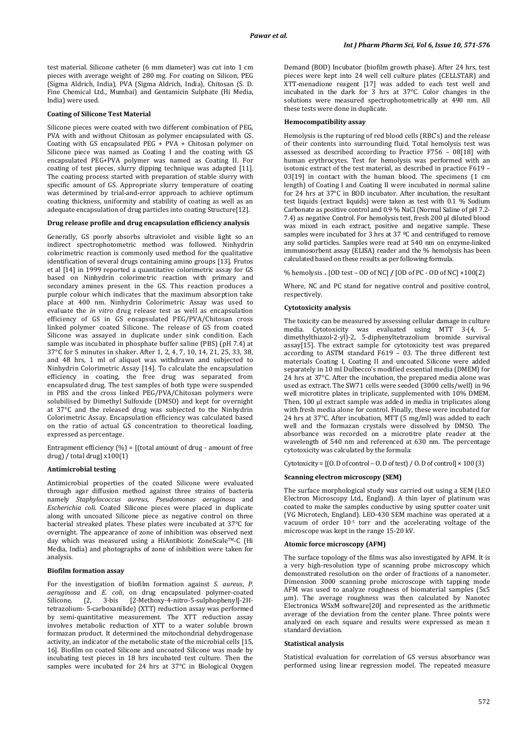test material. Silicone catheter (6 mm diameter) was cut into 1 cm pieces with average weight of 280 mg. For coating on Silicon, PEG (Sigma Aldrich, India), PVA (Sigma Aldrich, India), Chitosan (S. D. Fine Chemical Ltd., Mumbai) and Gentamicin Sulphate (Hi Media, India) were used.

#### Coating of Silicone Test Material

Silicone pieces were coated with two different combination of PEG, PVA with and without Chitosan as polymer encapsulated with GS. Coating with GS encapsulated PEG + PVA + Chitosan polymer on Silicone piece was named as Coating I and the coating with GS encapsulated PEG+PVA polymer was named as Coating II. For coating of test pieces, slurry dipping technique was adapted [11]. The coating process started with preparation of stable slurry with specific amount of GS. Appropriate slurry temperature of coating was determined by trial-and-error approach to achieve optimum coating thickness, uniformity and stability of coating as well as an adequate encapsulation of drug particles into coating Structure[12].

#### Drug release profile and drug encapsulation efficiency analysis

Generally, GS poorly absorbs ultraviolet and visible light so an indirect spectrophotometric method was followed. Ninhydrin colorimetric reaction is commonly used method for the qualitative identification of several drugs containing amino groups [13]. Frutos et al [14] in 1999 reported a quantitative colorimetric assay for GS based on Ninhydrin colorimetric reaction with primary and secondary amines present in the GS. This reaction produces a purple colour which indicates that the maximum absorption take place at 400 nm. Ninhydrin Colorimetric Assay was used to evaluate the *in vitro* drug release test as well as encapsulation efficiency of GS in GS encapsulated PEG/PVA/Chitosan cross linked polymer coated Silicone. The release of GS from coated Silicone was assayed in duplicate under sink condition. Each sample was incubated in phosphate buffer saline (PBS) (pH 7.4) at 37°C for 5 minutes in shaker. After 1, 2, 4, 7, 10, 14, 21, 25, 33, 38, and 48 hrs, 1 ml of aliquot was withdrawn and subjected to Ninhydrin Colorimetric Assay [14]. To calculate the encapsulation efficiency in coating, the free drug was separated from encapsulated drug. The test samples of both type were suspended in PBS and the cross linked PEG/PVA/Chitosan polymers were solubilised by Dimethyl Sulfoxide (DMSO) and kept for overnight at 37°C and the released drug was subjected to the Ninhydrin Colorimetric Assay. Encapsulation efficiency was calculated based on the ratio of actual GS concentration to theoretical loading, expressed as percentage.

Entrapment efficiency (%) = [(total amount of drug - amount of free drug) / total drug] x100(1)

#### Antimicrobial testing

Antimicrobial properties of the coated Silicone were evaluated through agar diffusion method against three strains of bacteria namely *Staphylococcus aureus, Pseudomonas aeruginosa* and *Escherichia coli*. Coated Silicone pieces were placed in duplicate along with uncoated Silicone piece as negative control on three bacterial streaked plates. These plates were incubated at 37°C for overnight. The appearance of zone of inhibition was observed next day which was measured using a HiAntibiotic ZoneScale™-C (Hi Media, India) and photographs of zone of inhibition were taken for analysis.

#### Biofilm formation assay

For the investigation of biofilm formation against *S. aureus*, *P. aeruginosa* and *E. coli*, on drug encapsulated polymer-coated Silicone, (2, 3-bis [2-Methoxy-4-nitro-5-sulphophenyl]-2H-tetrazolium- 5-carboxanilide) (XTT) reduction assay was performed by semi-quantitative measurement. The XTT reduction assay involves metabolic reduction of XTT to a water soluble brown formazan product. It determined the mitochondrial dehydrogenase activity, an indicator of the metabolic state of the microbial cells [15, 16]. Biofilm on coated Silicone and uncoated Silicone was made by incubating test pieces in 18 hrs incubated test culture. Then the samples were incubated for 24 hrs at 37°C in Biological Oxygen Demand (BOD) Incubator (biofilm growth phase). After 24 hrs, test pieces were kept into 24 well cell culture plates (CELLSTAR) and XTT-menadione reagent [17] was added to each test well and incubated in the dark for 3 hrs at 37°C. Color changes in the solutions were measured spectrophotometrically at 490 nm. All these tests were done in duplicate.

#### Hemocompatibility assay

Hemolysis is the rupturing of red blood cells (RBC's) and the release of their contents into surrounding fluid. Total hemolysis test was assessed as described according to Practice F756 – 08[18] with human erythrocytes. Test for hemolysis was performed with an isotonic extract of the test material, as described in practice F619 – 03[19] in contact with the human blood. The specimens (1 cm length) of Coating I and Coating II were incubated in normal saline for 24 hrs at 37°C in BOD incubator. After incubation, the resultant test liquids (extract liquids) were taken as test with 0.1 % Sodium Carbonate as positive control and 0.9 % NaCl (Normal Saline of pH 7.2-7.4) as negative Control. For hemolysis test, fresh 200 µl diluted blood was mixed in each extract, positive and negative sample. These samples were incubated for 3 hrs at 37 ºC and centrifuged to remove any solid particles. Samples were read at 540 nm on enzyme-linked immunosorbent assay (ELISA) reader and the % hemolysis has been calculated based on these results as per following formula.

% hemolysis = [OD test – OD of NC] / [OD of PC - OD of NC] ×100(2)

Where, NC and PC stand for negative control and positive control, respectively.

#### Cytotoxicity analysis

The toxicity can be measured by assessing cellular damage in culture media. Cytotoxicity was evaluated using MTT 3-(4, 5-dimethylthiazol-2-yl)-2, 5-diphenyltetrazolium bromide survival assay[15]. The extract sample for cytotoxicity test was prepared according to ASTM standard F619 – 03. The three different test materials Coating I, Coating II and uncoated Silicone were added separately in 10 ml Dulbecco's modified essential media (DMEM) for 24 hrs at 37°C. After the incubation, the prepared media alone was used as extract. The SW71 cells were seeded (3000 cells/well) in 96 well microtitre plates in triplicate, supplemented with 10% DMEM. Then, 100 µl extract sample was added in media in triplicates along with fresh media alone for control. Finally, these were incubated for 24 hrs at 37°C. After incubation, MTT (5 mg/ml) was added to each well and the formazan crystals were dissolved by DMSO. The absorbance was recorded on a microtitre plate reader at the wavelength of 540 nm and referenced at 630 nm. The percentage cytotoxicity was calculated by the formula:

Cytotoxicity = [(O. D of control – O. D of test) / O. D of control] × 100 (3)

#### Scanning electron microscopy (SEM)

The surface morphological study was carried out using a SEM (LEO Electron Microscopy Ltd., England). A thin layer of platinum was coated to make the samples conductive by using sputter coater unit (VG Microtech, England). LEO-430 SEM machine was operated at a vacuum of order $10^{-5}$ torr and the accelerating voltage of the microscope was kept in the range 15-20 kV.

#### Atomic force microscopy (AFM)

The surface topology of the films was also investigated by AFM. It is a very high-resolution type of scanning probe microscopy which demonstrated resolution on the order of fractions of a nanometer. Dimension 3000 scanning probe microscope with tapping mode AFM was used to analyze roughness of biomaterial samples (5x5 µm). The average roughness was then calculated by Nanotec Electronica WSxM software[20] and represented as the arithmetic average of the deviation from the center plane. Three points were analyzed on each square and results were expressed as mean ± standard deviation.

#### Statistical analysis

Statistical evaluation for correlation of GS versus absorbance was performed using linear regression model. The repeated measure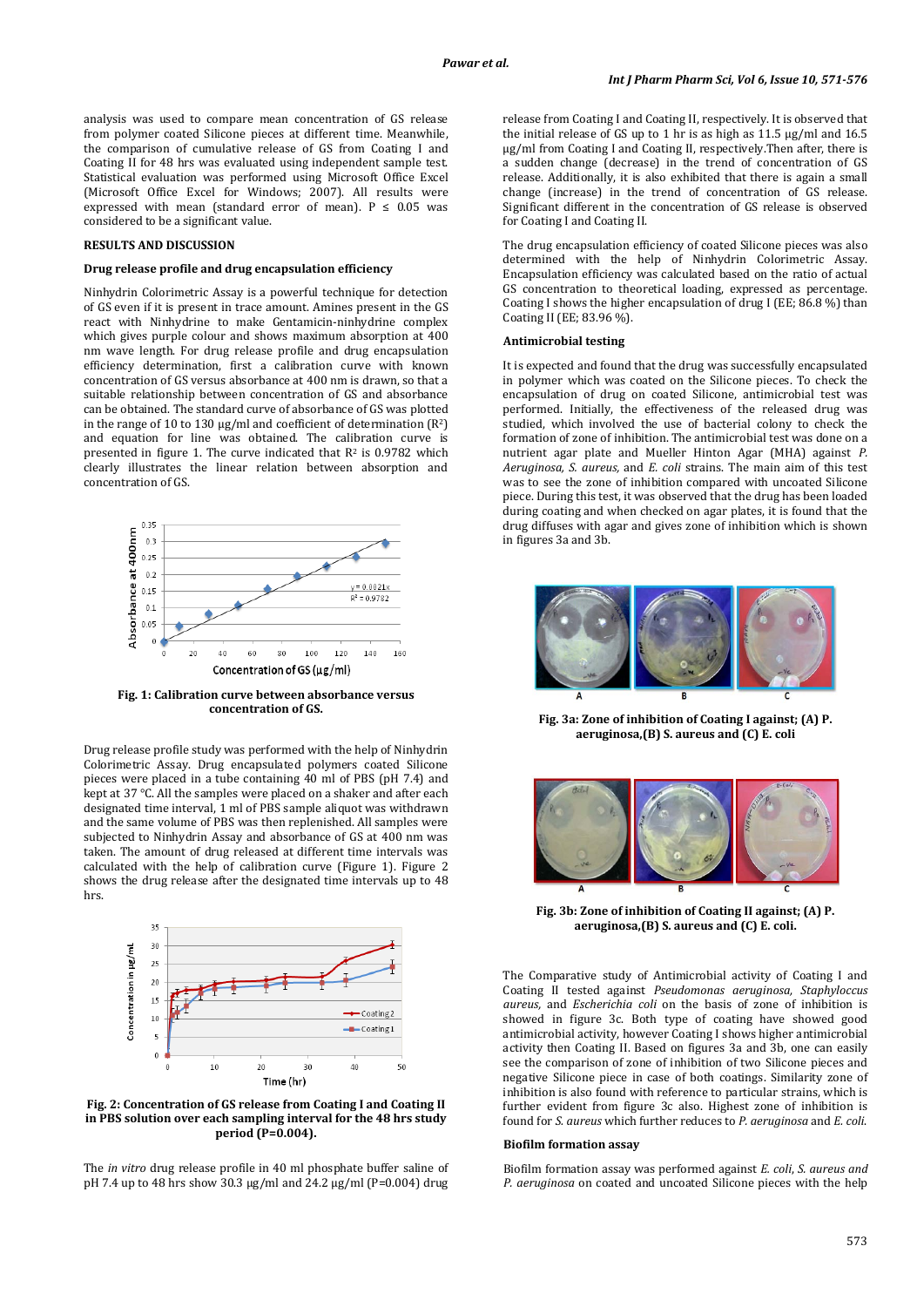analysis was used to compare mean concentration of GS release from polymer coated Silicone pieces at different time. Meanwhile, the comparison of cumulative release of GS from Coating I and Coating II for 48 hrs was evaluated using independent sample test. Statistical evaluation was performed using Microsoft Office Excel (Microsoft Office Excel for Windows; 2007). All results were expressed with mean (standard error of mean). $P \leq 0.05$ was considered to be a significant value.

## RESULTS AND DISCUSSION

### Drug release profile and drug encapsulation efficiency

Ninhydrin Colorimetric Assay is a powerful technique for detection of GS even if it is present in trace amount. Amines present in the GS react with Ninhydrine to make Gentamicin-ninhydrine complex which gives purple colour and shows maximum absorption at 400 nm wave length. For drug release profile and drug encapsulation efficiency determination, first a calibration curve with known concentration of GS versus absorbance at 400 nm is drawn, so that a suitable relationship between concentration of GS and absorbance can be obtained. The standard curve of absorbance of GS was plotted in the range of 10 to 130 µg/ml and coefficient of determination ($R^2$) and equation for line was obtained. The calibration curve is presented in figure 1. The curve indicated that $R^2$ is 0.9782 which clearly illustrates the linear relation between absorption and concentration of GS.

**Fig. 1: Calibration curve between absorbance versus concentration of GS.**

Drug release profile study was performed with the help of Ninhydrin Colorimetric Assay. Drug encapsulated polymers coated Silicone pieces were placed in a tube containing 40 ml of PBS (pH 7.4) and kept at 37 °C. All the samples were placed on a shaker and after each designated time interval, 1 ml of PBS sample aliquot was withdrawn and the same volume of PBS was then replenished. All samples were subjected to Ninhydrin Assay and absorbance of GS at 400 nm was taken. The amount of drug released at different time intervals was calculated with the help of calibration curve (Figure 1). Figure 2 shows the drug release after the designated time intervals up to 48 hrs.

**Fig. 2: Concentration of GS release from Coating I and Coating II in PBS solution over each sampling interval for the 48 hrs study period (P=0.004).**

The *in vitro* drug release profile in 40 ml phosphate buffer saline of pH 7.4 up to 48 hrs show 30.3 µg/ml and 24.2 µg/ml (P=0.004) drug release from Coating I and Coating II, respectively. It is observed that the initial release of GS up to 1 hr is as high as 11.5 µg/ml and 16.5 µg/ml from Coating I and Coating II, respectively.Then after, there is a sudden change (decrease) in the trend of concentration of GS release. Additionally, it is also exhibited that there is again a small change (increase) in the trend of concentration of GS release. Significant different in the concentration of GS release is observed for Coating I and Coating II.

The drug encapsulation efficiency of coated Silicone pieces was also determined with the help of Ninhydrin Colorimetric Assay. Encapsulation efficiency was calculated based on the ratio of actual GS concentration to theoretical loading, expressed as percentage. Coating I shows the higher encapsulation of drug I (EE; 86.8 %) than Coating II (EE; 83.96 %).

### Antimicrobial testing

It is expected and found that the drug was successfully encapsulated in polymer which was coated on the Silicone pieces. To check the encapsulation of drug on coated Silicone, antimicrobial test was performed. Initially, the effectiveness of the released drug was studied, which involved the use of bacterial colony to check the formation of zone of inhibition. The antimicrobial test was done on a nutrient agar plate and Mueller Hinton Agar (MHA) against *P. Aeruginosa, S. aureus,* and *E. coli* strains. The main aim of this test was to see the zone of inhibition compared with uncoated Silicone piece. During this test, it was observed that the drug has been loaded during coating and when checked on agar plates, it is found that the drug diffuses with agar and gives zone of inhibition which is shown in figures 3a and 3b.

**Fig. 3a: Zone of inhibition of Coating I against; (A) P. aeruginosa,(B) S. aureus and (C) E. coli**

**Fig. 3b: Zone of inhibition of Coating II against; (A) P. aeruginosa,(B) S. aureus and (C) E. coli.**

The Comparative study of Antimicrobial activity of Coating I and Coating II tested against *Pseudomonas aeruginosa, Staphyloccus aureus,* and *Escherichia coli* on the basis of zone of inhibition is showed in figure 3c. Both type of coating have showed good antimicrobial activity, however Coating I shows higher antimicrobial activity then Coating II. Based on figures 3a and 3b, one can easily see the comparison of zone of inhibition of two Silicone pieces and negative Silicone piece in case of both coatings. Similarity zone of inhibition is also found with reference to particular strains, which is further evident from figure 3c also. Highest zone of inhibition is found for *S. aureus* which further reduces to *P. aeruginosa* and *E. coli.*

### Biofilm formation assay

Biofilm formation assay was performed against *E. coli, S. aureus and P. aeruginosa* on coated and uncoated Silicone pieces with the help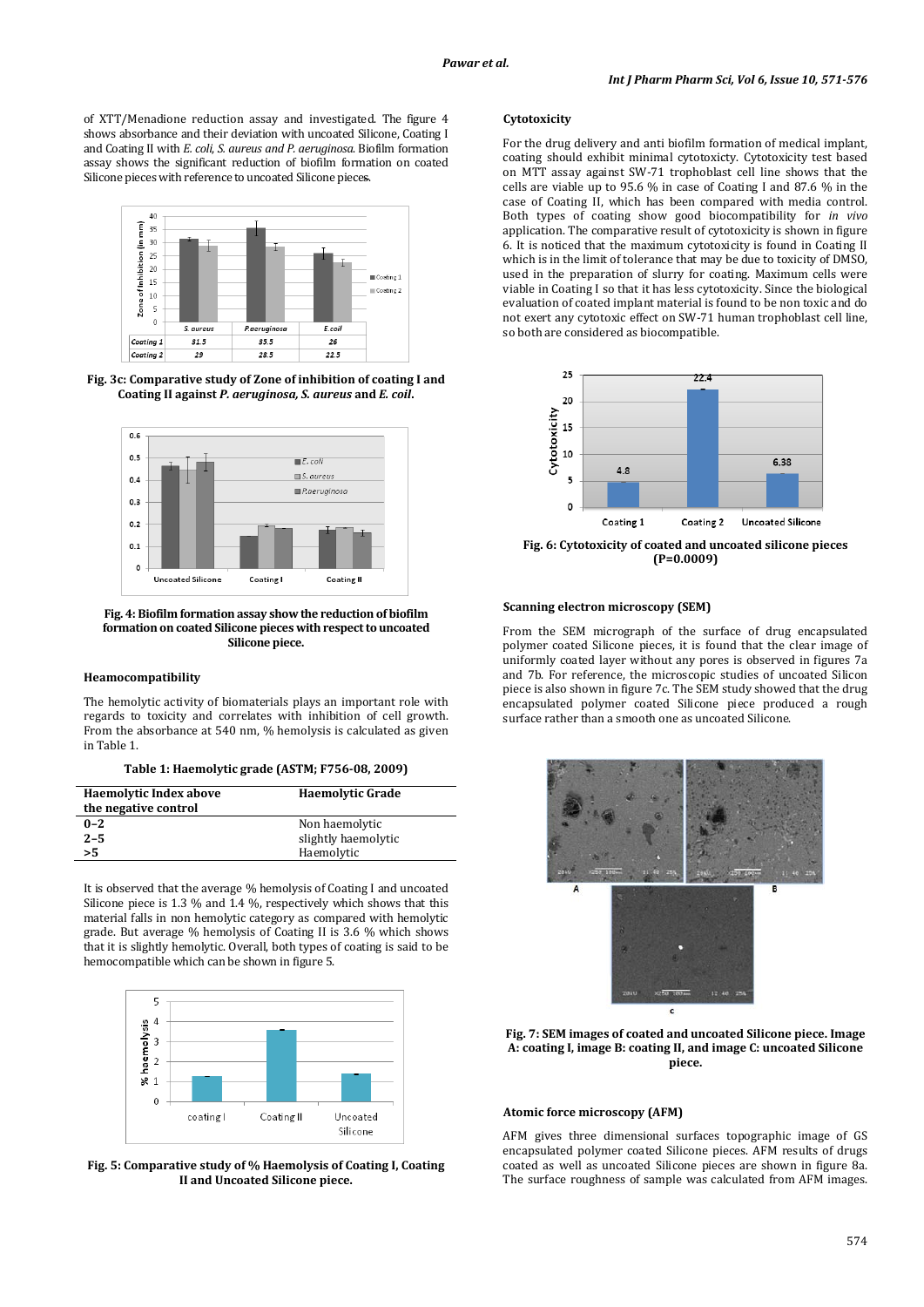of XTT/Menadione reduction assay and investigated. The figure 4 shows absorbance and their deviation with uncoated Silicone, Coating I and Coating II with *E. coli, S. aureus and P. aeruginosa.* Biofilm formation assay shows the significant reduction of biofilm formation on coated Silicone pieces with reference to uncoated Silicone pieces.

**Fig. 3c: Comparative study of Zone of inhibition of coating I and Coating II against *P. aeruginosa, S. aureus* and *E. coil*.**

**Fig. 4: Biofilm formation assay show the reduction of biofilm formation on coated Silicone pieces with respect to uncoated Silicone piece.**

### Heamocompatibility

The hemolytic activity of biomaterials plays an important role with regards to toxicity and correlates with inhibition of cell growth. From the absorbance at 540 nm, % hemolysis is calculated as given in Table 1.

**Table 1: Haemolytic grade (ASTM; F756-08, 2009)**

| Haemolytic Index above the negative control | Haemolytic Grade |
|---|---|
| 0–2 | Non haemolytic |
| 2–5 | slightly haemolytic |
| >5 | Haemolytic |

It is observed that the average % hemolysis of Coating I and uncoated Silicone piece is 1.3 % and 1.4 %, respectively which shows that this material falls in non hemolytic category as compared with hemolytic grade. But average % hemolysis of Coating II is 3.6 % which shows that it is slightly hemolytic. Overall, both types of coating is said to be hemocompatible which can be shown in figure 5.

**Fig. 5: Comparative study of % Haemolysis of Coating I, Coating II and Uncoated Silicone piece.**

### Cytotoxicity

For the drug delivery and anti biofilm formation of medical implant, coating should exhibit minimal cytotoxicty. Cytotoxicity test based on MTT assay against SW-71 trophoblast cell line shows that the cells are viable up to 95.6 % in case of Coating I and 87.6 % in the case of Coating II, which has been compared with media control. Both types of coating show good biocompatibility for *in vivo* application. The comparative result of cytotoxicity is shown in figure 6. It is noticed that the maximum cytotoxicity is found in Coating II which is in the limit of tolerance that may be due to toxicity of DMSO, used in the preparation of slurry for coating. Maximum cells were viable in Coating I so that it has less cytotoxicity. Since the biological evaluation of coated implant material is found to be non toxic and do not exert any cytotoxic effect on SW-71 human trophoblast cell line, so both are considered as biocompatible.

**Fig. 6: Cytotoxicity of coated and uncoated silicone pieces (P=0.0009)**

### Scanning electron microscopy (SEM)

From the SEM micrograph of the surface of drug encapsulated polymer coated Silicone pieces, it is found that the clear image of uniformly coated layer without any pores is observed in figures 7a and 7b. For reference, the microscopic studies of uncoated Silicon piece is also shown in figure 7c. The SEM study showed that the drug encapsulated polymer coated Silicone piece produced a rough surface rather than a smooth one as uncoated Silicone.

**Fig. 7: SEM images of coated and uncoated Silicone piece. Image A: coating I, image B: coating II, and image C: uncoated Silicone piece.**

### Atomic force microscopy (AFM)

AFM gives three dimensional surfaces topographic image of GS encapsulated polymer coated Silicone pieces. AFM results of drugs coated as well as uncoated Silicone pieces are shown in figure 8a. The surface roughness of sample was calculated from AFM images.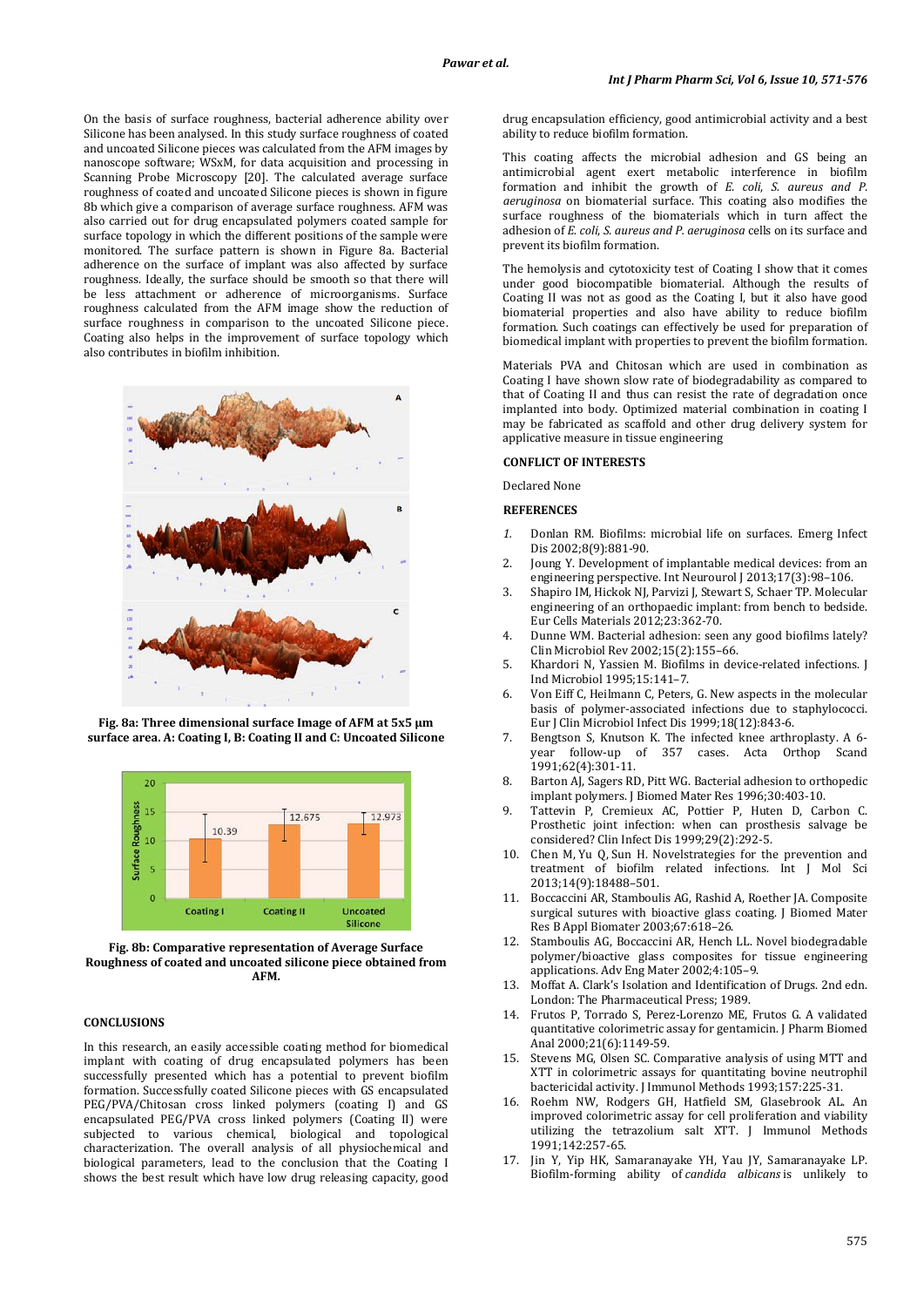On the basis of surface roughness, bacterial adherence ability over Silicone has been analysed. In this study surface roughness of coated and uncoated Silicone pieces was calculated from the AFM images by nanoscope software; WSxM, for data acquisition and processing in Scanning Probe Microscopy [20]. The calculated average surface roughness of coated and uncoated Silicone pieces is shown in figure 8b which give a comparison of average surface roughness. AFM was also carried out for drug encapsulated polymers coated sample for surface topology in which the different positions of the sample were monitored. The surface pattern is shown in Figure 8a. Bacterial adherence on the surface of implant was also affected by surface roughness. Ideally, the surface should be smooth so that there will be less attachment or adherence of microorganisms. Surface roughness calculated from the AFM image show the reduction of surface roughness in comparison to the uncoated Silicone piece. Coating also helps in the improvement of surface topology which also contributes in biofilm inhibition.

**Fig. 8a: Three dimensional surface Image of AFM at 5x5 µm surface area. A: Coating I, B: Coating II and C: Uncoated Silicone**

**Fig. 8b: Comparative representation of Average Surface Roughness of coated and uncoated silicone piece obtained from AFM.**

## CONCLUSIONS

In this research, an easily accessible coating method for biomedical implant with coating of drug encapsulated polymers has been successfully presented which has a potential to prevent biofilm formation. Successfully coated Silicone pieces with GS encapsulated PEG/PVA/Chitosan cross linked polymers (coating I) and GS encapsulated PEG/PVA cross linked polymers (Coating II) were subjected to various chemical, biological and topological characterization. The overall analysis of all physiochemical and biological parameters, lead to the conclusion that the Coating I shows the best result which have low drug releasing capacity, good drug encapsulation efficiency, good antimicrobial activity and a best ability to reduce biofilm formation.

This coating affects the microbial adhesion and GS being an antimicrobial agent exert metabolic interference in biofilm formation and inhibit the growth of *E. coli*, *S. aureus and P. aeruginosa* on biomaterial surface. This coating also modifies the surface roughness of the biomaterials which in turn affect the adhesion of *E. coli, S. aureus and P. aeruginosa* cells on its surface and prevent its biofilm formation.

The hemolysis and cytotoxicity test of Coating I show that it comes under good biocompatible biomaterial. Although the results of Coating II was not as good as the Coating I, but it also have good biomaterial properties and also have ability to reduce biofilm formation. Such coatings can effectively be used for preparation of biomedical implant with properties to prevent the biofilm formation.

Materials PVA and Chitosan which are used in combination as Coating I have shown slow rate of biodegradability as compared to that of Coating II and thus can resist the rate of degradation once implanted into body. Optimized material combination in coating I may be fabricated as scaffold and other drug delivery system for applicative measure in tissue engineering

## CONFLICT OF INTERESTS

Declared None

## REFERENCES

1. Donlan RM. Biofilms: microbial life on surfaces. Emerg Infect Dis 2002;8(9):881-90.
2. Joung Y. Development of implantable medical devices: from an engineering perspective. Int Neurourol J 2013;17(3):98–106.
3. Shapiro IM, Hickok NJ, Parvizi J, Stewart S, Schaer TP. Molecular engineering of an orthopaedic implant: from bench to bedside. Eur Cells Materials 2012;23:362-70.
4. Dunne WM. Bacterial adhesion: seen any good biofilms lately? Clin Microbiol Rev 2002;15(2):155–66.
5. Khardori N, Yassien M. Biofilms in device-related infections. J Ind Microbiol 1995;15:141–7.
6. Von Eiff C, Heilmann C, Peters, G. New aspects in the molecular basis of polymer-associated infections due to staphylococci. Eur J Clin Microbiol Infect Dis 1999;18(12):843-6.
7. Bengtson S, Knutson K. The infected knee arthroplasty. A 6-year follow-up of 357 cases. Acta Orthop Scand 1991;62(4):301-11.
8. Barton AJ, Sagers RD, Pitt WG. Bacterial adhesion to orthopedic implant polymers. J Biomed Mater Res 1996;30:403-10.
9. Tattevin P, Cremieux AC, Pottier P, Huten D, Carbon C. Prosthetic joint infection: when can prosthesis salvage be considered? Clin Infect Dis 1999;29(2):292-5.
10. Chen M, Yu Q, Sun H. Novelstrategies for the prevention and treatment of biofilm related infections. Int J Mol Sci 2013;14(9):18488–501.
11. Boccaccini AR, Stamboulis AG, Rashid A, Roether JA. Composite surgical sutures with bioactive glass coating. J Biomed Mater Res B Appl Biomater 2003;67:618–26.
12. Stamboulis AG, Boccaccini AR, Hench LL. Novel biodegradable polymer/bioactive glass composites for tissue engineering applications. Adv Eng Mater 2002;4:105–9.
13. Moffat A. Clark's Isolation and Identification of Drugs. 2nd edn. London: The Pharmaceutical Press; 1989.
14. Frutos P, Torrado S, Perez-Lorenzo ME, Frutos G. A validated quantitative colorimetric assay for gentamicin. J Pharm Biomed Anal 2000;21(6):1149-59.
15. Stevens MG, Olsen SC. Comparative analysis of using MTT and XTT in colorimetric assays for quantitating bovine neutrophil bactericidal activity. J Immunol Methods 1993;157:225-31.
16. Roehm NW, Rodgers GH, Hatfield SM, Glasebrook AL. An improved colorimetric assay for cell proliferation and viability utilizing the tetrazolium salt XTT. J Immunol Methods 1991;142:257-65.
17. Jin Y, Yip HK, Samaranayake YH, Yau JY, Samaranayake LP. Biofilm-forming ability of *candida albicans* is unlikely to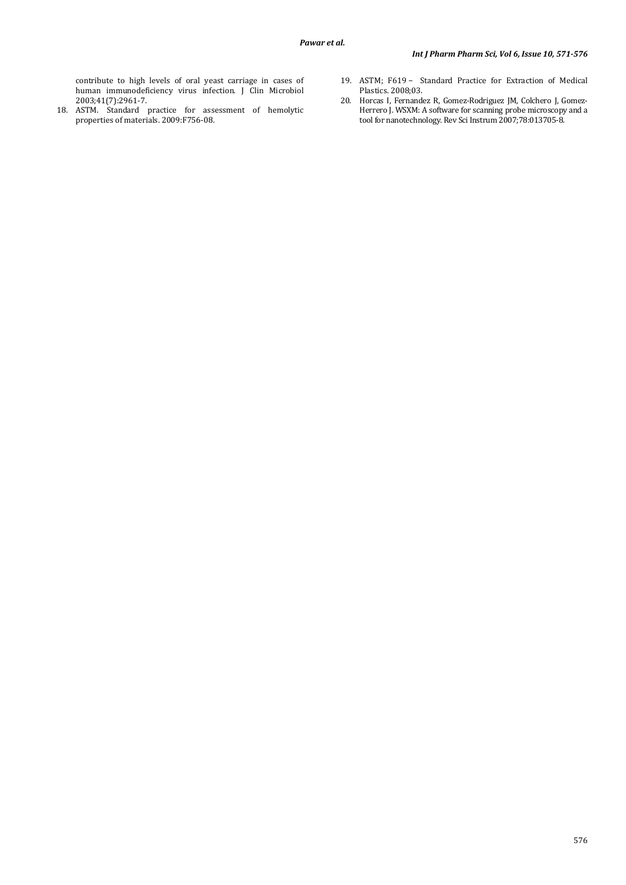contribute to high levels of oral yeast carriage in cases of human immunodeficiency virus infection. J Clin Microbiol 2003;41(7):2961-7.

18. ASTM. Standard practice for assessment of hemolytic properties of materials. 2009:F756-08.
19. ASTM; F619 – Standard Practice for Extraction of Medical Plastics. 2008;03.
20. Horcas I, Fernandez R, Gomez-Rodriguez JM, Colchero J, Gomez-Herrero J. WSXM: A software for scanning probe microscopy and a tool for nanotechnology. Rev Sci Instrum 2007;78:013705-8.